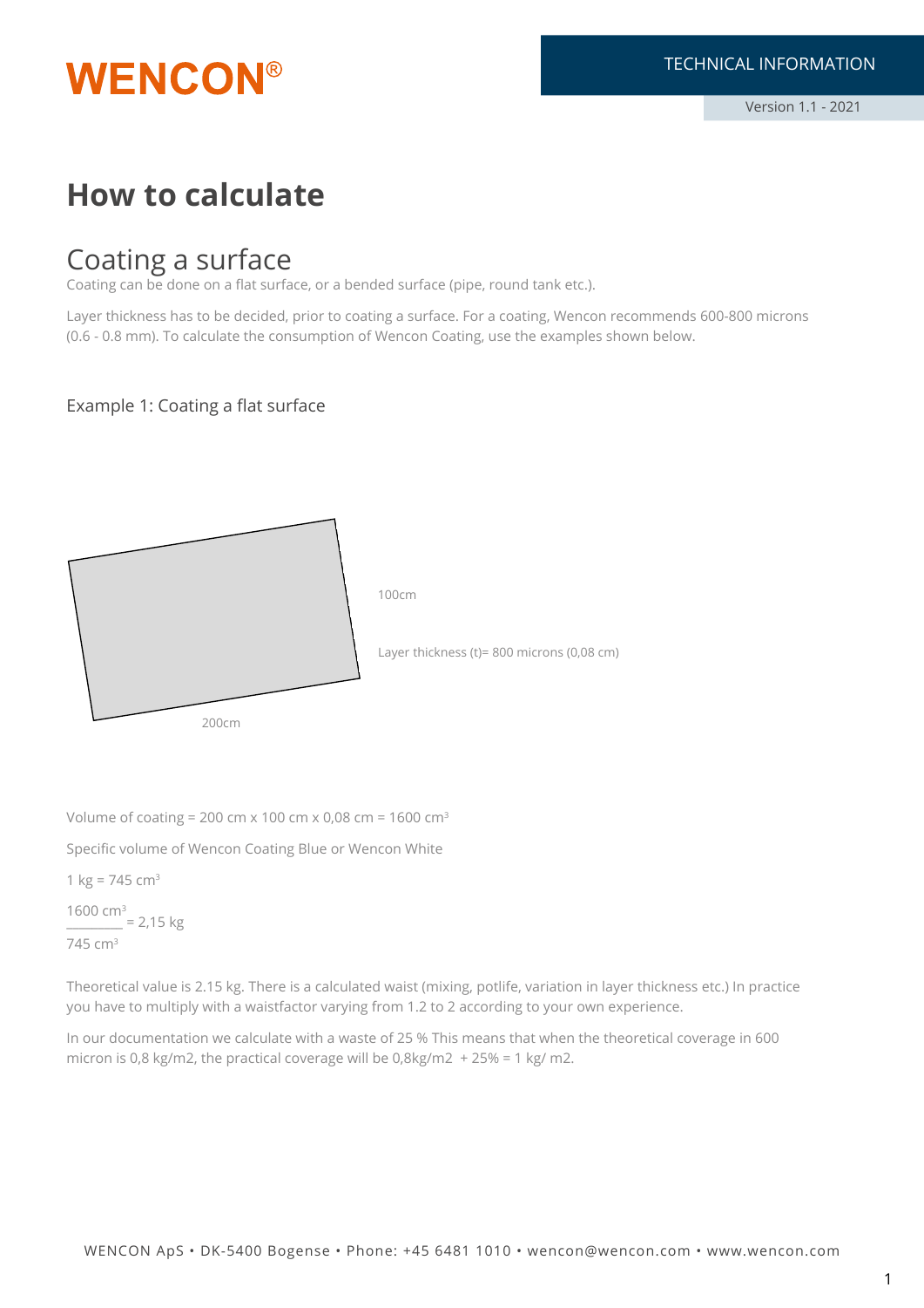WENCON®

TECHNICAL INFORMATION

Version 1.1 - 2021

# How to calculate

## Coating a surface

Coating can be done on a flat surface, or a bended surface (pipe, round tank etc.).

Layer thickness has to be decided, prior to coating a surface. For a coating, Wencon recommends 600-800 microns (0.6 - 0.8 mm). To calculate the consumption of Wencon Coating, use the examples shown below.

### Example 1: Coating a flat surface

100cm

Layer thickness (t)= 800 microns (0,08 cm)

200cm

Volume of coating = 200 cm x 100 cm x 0,08 cm = 1600 $cm^3$

Specific volume of Wencon Coating Blue or Wencon White

1 kg = 745 $cm^3$

$$\frac{1600 \text{ cm}^3}{745 \text{ cm}^3} = 2{,}15 \text{ kg}$$

Theoretical value is 2.15 kg. There is a calculated waist (mixing, potlife, variation in layer thickness etc.) In practice you have to multiply with a waistfactor varying from 1.2 to 2 according to your own experience.

In our documentation we calculate with a waste of 25 % This means that when the theoretical coverage in 600 micron is 0,8 kg/m2, the practical coverage will be 0,8kg/m2 + 25% = 1 kg/ m2.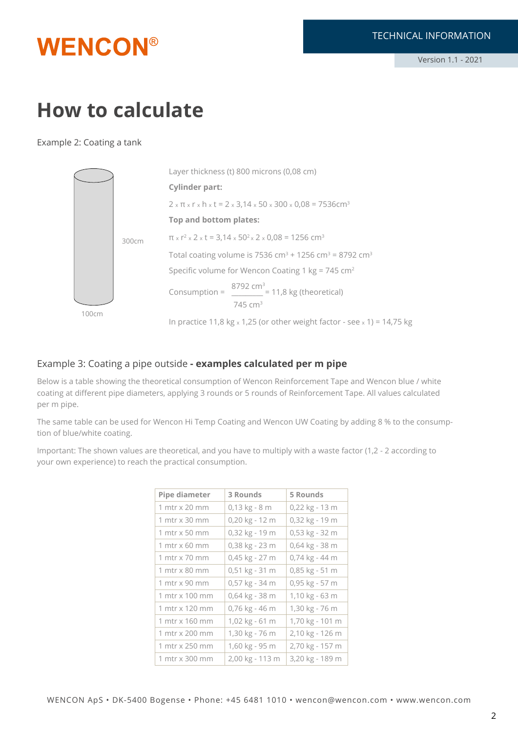WENCON®

TECHNICAL INFORMATION

Version 1.1 - 2021

# How to calculate

Example 2: Coating a tank

300cm

100cm

Layer thickness (t) 800 microns (0,08 cm)

**Cylinder part:**

$2 \times \pi \times r \times h \times t = 2 \times 3{,}14 \times 50 \times 300 \times 0{,}08 = 7536 cm^3$

**Top and bottom plates:**

$\pi \times r^2 \times 2 \times t = 3{,}14 \times 50^2 \times 2 \times 0{,}08 = 1256 cm^3$

Total coating volume is 7536 $cm^3$ + 1256 $cm^3$ = 8792 $cm^3$

Specific volume for Wencon Coating 1 kg = 745 $cm^2$

$$\text{Consumption} = \frac{8792 cm^3}{745 cm^3} = 11{,}8 \text{ kg (theoretical)}$$

In practice 11,8 kg x 1,25 (or other weight factor - see x 1) = 14,75 kg

## Example 3: Coating a pipe outside - **examples calculated per m pipe**

Below is a table showing the theoretical consumption of Wencon Reinforcement Tape and Wencon blue / white coating at different pipe diameters, applying 3 rounds or 5 rounds of Reinforcement Tape. All values calculated per m pipe.

The same table can be used for Wencon Hi Temp Coating and Wencon UW Coating by adding 8 % to the consumption of blue/white coating.

Important: The shown values are theoretical, and you have to multiply with a waste factor (1,2 - 2 according to your own experience) to reach the practical consumption.

| Pipe diameter | 3 Rounds | 5 Rounds |
|---|---|---|
| 1 mtr x 20 mm | 0,13 kg - 8 m | 0,22 kg - 13 m |
| 1 mtr x 30 mm | 0,20 kg - 12 m | 0,32 kg - 19 m |
| 1 mtr x 50 mm | 0,32 kg - 19 m | 0,53 kg - 32 m |
| 1 mtr x 60 mm | 0,38 kg - 23 m | 0,64 kg - 38 m |
| 1 mtr x 70 mm | 0,45 kg - 27 m | 0,74 kg - 44 m |
| 1 mtr x 80 mm | 0,51 kg - 31 m | 0,85 kg - 51 m |
| 1 mtr x 90 mm | 0,57 kg - 34 m | 0,95 kg - 57 m |
| 1 mtr x 100 mm | 0,64 kg - 38 m | 1,10 kg - 63 m |
| 1 mtr x 120 mm | 0,76 kg - 46 m | 1,30 kg - 76 m |
| 1 mtr x 160 mm | 1,02 kg - 61 m | 1,70 kg - 101 m |
| 1 mtr x 200 mm | 1,30 kg - 76 m | 2,10 kg - 126 m |
| 1 mtr x 250 mm | 1,60 kg - 95 m | 2,70 kg - 157 m |
| 1 mtr x 300 mm | 2,00 kg - 113 m | 3,20 kg - 189 m |

WENCON ApS • DK-5400 Bogense • Phone: +45 6481 1010 • wencon@wencon.com • www.wencon.com